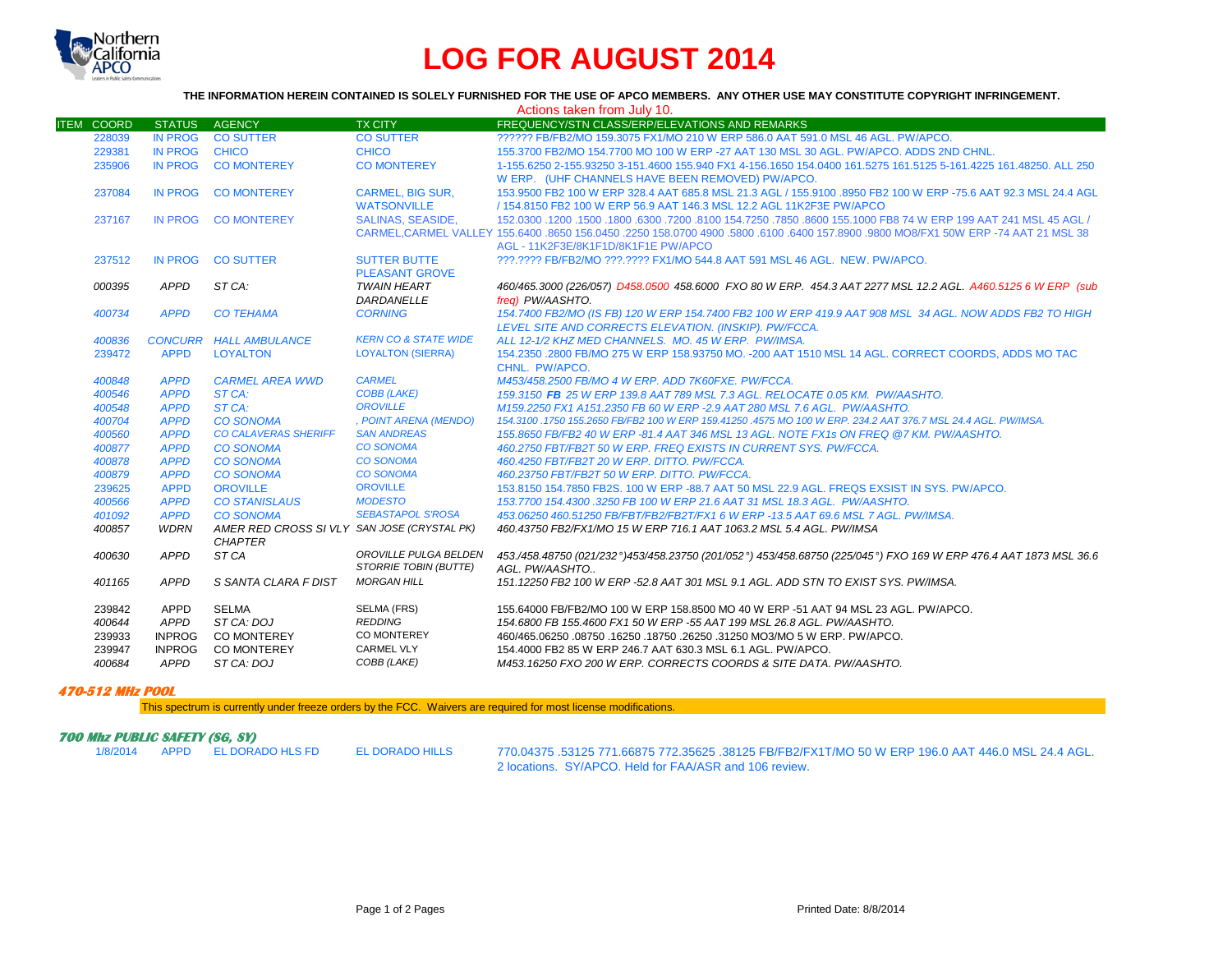# LOG FOR AUGUST 2014

**THE INFORMATION HEREIN CONTAINED IS SOLELY FURNISHED FOR THE USE OF APCO MEMBERS. ANY OTHER USE MAY CONSTITUTE COPYRIGHT INFRINGEMENT.**

Actions taken from July 10.

| ITEM | COORD | STATUS | AGENCY | TX CITY | FREQUENCY/STN CLASS/ERP/ELEVATIONS AND REMARKS |
|---|---|---|---|---|---|
| | 228039 | IN PROG | CO SUTTER | CO SUTTER | ?????? FB/FB2/MO 159.3075 FX1/MO 210 W ERP 586.0 AAT 591.0 MSL 46 AGL. PW/APCO. |
| | 229381 | IN PROG | CHICO | CHICO | 155.3700 FB2/MO 154.7700 MO 100 W ERP -27 AAT 130 MSL 30 AGL. PW/APCO. ADDS 2ND CHNL. |
| | 235906 | IN PROG | CO MONTEREY | CO MONTEREY | 1-155.6250 2-155.93250 3-151.4600 155.940 FX1 4-156.1650 154.0400 161.5275 161.5125 5-161.4225 161.48250. ALL 250 W ERP. (UHF CHANNELS HAVE BEEN REMOVED) PW/APCO. |
| | 237084 | IN PROG | CO MONTEREY | CARMEL, BIG SUR, WATSONVILLE | 153.9500 FB2 100 W ERP 328.4 AAT 685.8 MSL 21.3 AGL / 155.9100 .8950 FB2 100 W ERP -75.6 AAT 92.3 MSL 24.4 AGL / 154.8150 FB2 100 W ERP 56.9 AAT 146.3 MSL 12.2 AGL 11K2F3E PW/APCO |
| | 237167 | IN PROG | CO MONTEREY | SALINAS, SEASIDE, CARMEL,CARMEL VALLEY | 152.0300 .1200 .1500 .1800 .6300 .7200 .8100 154.7250 .7850 .8600 155.1000 FB8 74 W ERP 199 AAT 241 MSL 45 AGL / 155.6400 .8650 156.0450 .2250 158.0700 4900 .5800 .6100 .6400 157.8900 .9800 MO8/FX1 50W ERP -74 AAT 21 MSL 38 AGL - 11K2F3E/8K1F1D/8K1F1E PW/APCO |
| | 237512 | IN PROG | CO SUTTER | SUTTER BUTTE PLEASANT GROVE | ???.???? FB/FB2/MO ???.???? FX1/MO 544.8 AAT 591 MSL 46 AGL. NEW. PW/APCO. |
| | *000395* | *APPD* | *ST CA:* | *TWAIN HEART DARDANELLE* | *460/465.3000 (226/057) D458.0500 458.6000 FXO 80 W ERP. 454.3 AAT 2277 MSL 12.2 AGL. A460.5125 6 W ERP (sub freq) PW/AASHTO.* |
| | *400734* | *APPD* | *CO TEHAMA* | *CORNING* | *154.7400 FB2/MO (IS FB) 120 W ERP 154.7400 FB2 100 W ERP 419.9 AAT 908 MSL 34 AGL. NOW ADDS FB2 TO HIGH LEVEL SITE AND CORRECTS ELEVATION. (INSKIP). PW/FCCA.* |
| | *400836* | *CONCURR* | *HALL AMBULANCE* | *KERN CO & STATE WIDE* | *ALL 12-1/2 KHZ MED CHANNELS. MO. 45 W ERP. PW/IMSA.* |
| | 239472 | APPD | LOYALTON | LOYALTON (SIERRA) | 154.2350 .2800 FB/MO 275 W ERP 158.93750 MO. -200 AAT 1510 MSL 14 AGL. CORRECT COORDS, ADDS MO TAC CHNL. PW/APCO. |
| | *400848* | *APPD* | *CARMEL AREA WWD* | *CARMEL* | *M453/458.2500 FB/MO 4 W ERP. ADD 7K60FXE. PW/FCCA.* |
| | *400546* | *APPD* | *ST CA:* | *COBB (LAKE)* | *159.3150 **FB** 25 W ERP 139.8 AAT 789 MSL 7.3 AGL. RELOCATE 0.05 KM. PW/AASHTO.* |
| | *400548* | *APPD* | *ST CA:* | *OROVILLE* | *M159.2250 FX1 A151.2350 FB 60 W ERP -2.9 AAT 280 MSL 7.6 AGL. PW/AASHTO.* |
| | *400704* | *APPD* | *CO SONOMA* | *, POINT ARENA (MENDO)* | *154.3100 .1750 155.2650 FB/FB2 100 W ERP 159.41250 .4575 MO 100 W ERP. 234.2 AAT 376.7 MSL 24.4 AGL. PW/IMSA.* |
| | *400560* | *APPD* | *CO CALAVERAS SHERIFF* | *SAN ANDREAS* | *155.8650 FB/FB2 40 W ERP -81.4 AAT 346 MSL 13 AGL. NOTE FX1s ON FREQ @7 KM. PW/AASHTO.* |
| | *400877* | *APPD* | *CO SONOMA* | *CO SONOMA* | *460.2750 FBT/FB2T 50 W ERP. FREQ EXISTS IN CURRENT SYS. PW/FCCA.* |
| | *400878* | *APPD* | *CO SONOMA* | *CO SONOMA* | *460.4250 FBT/FB2T 20 W ERP. DITTO. PW/FCCA.* |
| | *400879* | *APPD* | *CO SONOMA* | *CO SONOMA* | *460.23750 FBT/FB2T 50 W ERP. DITTO. PW/FCCA.* |
| | 239625 | APPD | OROVILLE | OROVILLE | 153.8150 154.7850 FB2S. 100 W ERP -88.7 AAT 50 MSL 22.9 AGL. FREQS EXSIST IN SYS. PW/APCO. |
| | *400566* | *APPD* | *CO STANISLAUS* | *MODESTO* | *153.7700 154.4300 .3250 FB 100 W ERP 21.6 AAT 31 MSL 18.3 AGL. PW/AASHTO.* |
| | *401092* | *APPD* | *CO SONOMA* | *SEBASTAPOL S'ROSA* | *453.06250 460.51250 FB/FBT/FB2/FB2T/FX1 6 W ERP -13.5 AAT 69.6 MSL 7 AGL. PW/IMSA.* |
| | *400857* | *WDRN* | *AMER RED CROSS SI VLY CHAPTER* | *SAN JOSE (CRYSTAL PK)* | *460.43750 FB2/FX1/MO 15 W ERP 716.1 AAT 1063.2 MSL 5.4 AGL. PW/IMSA* |
| | *400630* | *APPD* | *ST CA* | *OROVILLE PULGA BELDEN STORRIE TOBIN (BUTTE)* | *453./458.48750 (021/232°)453/458.23750 (201/052°) 453/458.68750 (225/045°) FXO 169 W ERP 476.4 AAT 1873 MSL 36.6 AGL. PW/AASHTO..* |
| | *401165* | *APPD* | *S SANTA CLARA F DIST* | *MORGAN HILL* | *151.12250 FB2 100 W ERP -52.8 AAT 301 MSL 9.1 AGL. ADD STN TO EXIST SYS. PW/IMSA.* |
| | 239842 | APPD | SELMA | SELMA (FRS) | 155.64000 FB/FB2/MO 100 W ERP 158.8500 MO 40 W ERP -51 AAT 94 MSL 23 AGL. PW/APCO. |
| | *400644* | *APPD* | *ST CA: DOJ* | *REDDING* | *154.6800 FB 155.4600 FX1 50 W ERP -55 AAT 199 MSL 26.8 AGL. PW/AASHTO.* |
| | 239933 | INPROG | CO MONTEREY | CO MONTEREY | 460/465.06250 .08750 .16250 .18750 .26250 .31250 MO3/MO 5 W ERP. PW/APCO. |
| | 239947 | INPROG | CO MONTEREY | CARMEL VLY | 154.4000 FB2 85 W ERP 246.7 AAT 630.3 MSL 6.1 AGL. PW/APCO. |
| | *400684* | *APPD* | *ST CA: DOJ* | *COBB (LAKE)* | *M453.16250 FXO 200 W ERP. CORRECTS COORDS & SITE DATA. PW/AASHTO.* |

### *470-512 MHz POOL*

This spectrum is currently under freeze orders by the FCC. Waivers are required for most license modifications.

### *700 Mhz PUBLIC SAFETY (SG, SY)*

| ITEM | COORD | STATUS | AGENCY | TX CITY | FREQUENCY/STN CLASS/ERP/ELEVATIONS AND REMARKS |
|---|---|---|---|---|---|
| | 1/8/2014 | APPD | EL DORADO HLS FD | EL DORADO HILLS | 770.04375 .53125 771.66875 772.35625 .38125 FB/FB2/FX1T/MO 50 W ERP 196.0 AAT 446.0 MSL 24.4 AGL. 2 locations. SY/APCO. Held for FAA/ASR and 106 review. |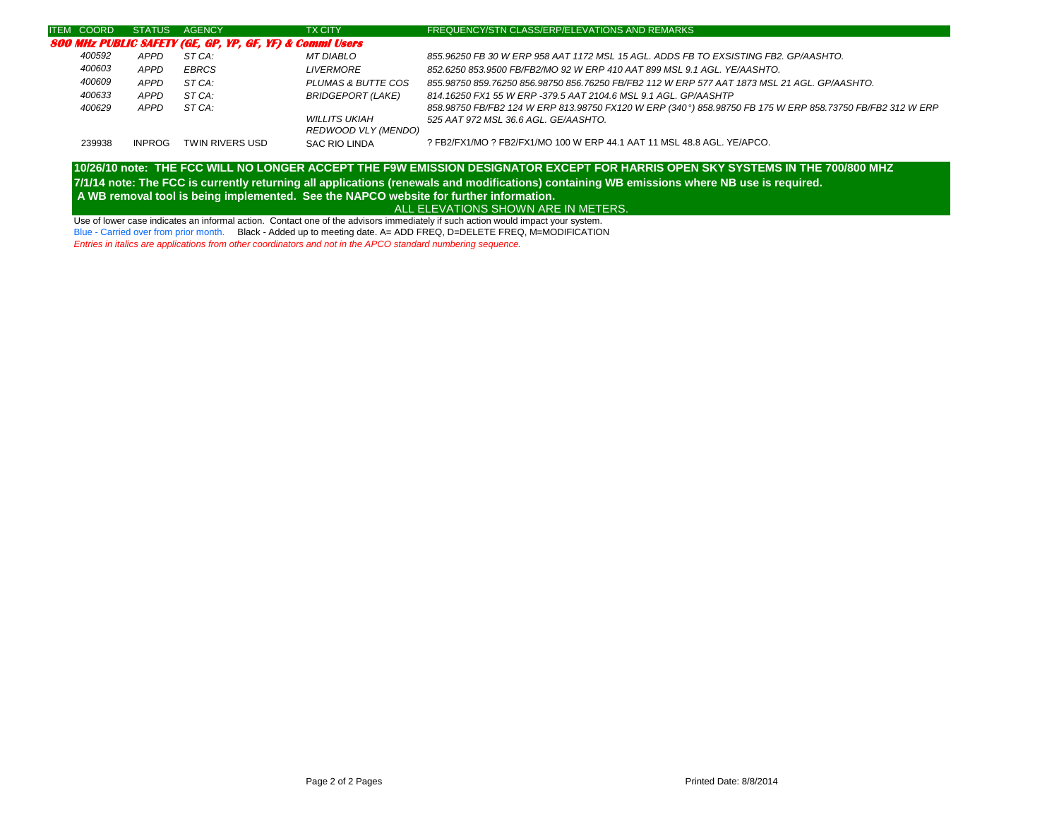| ITEM | COORD | STATUS | AGENCY | TX CITY | FREQUENCY/STN CLASS/ERP/ELEVATIONS AND REMARKS |
|---|---|---|---|---|---|
| ***800 MHz PUBLIC SAFETY (GE, GP, YP, GF, YF) & Comml Users*** | | | | | |
| | *400592* | *APPD* | *ST CA:* | *MT DIABLO* | *855.96250 FB 30 W ERP 958 AAT 1172 MSL 15 AGL. ADDS FB TO EXSISTING FB2. GP/AASHTO.* |
| | *400603* | *APPD* | *EBRCS* | *LIVERMORE* | *852.6250 853.9500 FB/FB2/MO 92 W ERP 410 AAT 899 MSL 9.1 AGL. YE/AASHTO.* |
| | *400609* | *APPD* | *ST CA:* | *PLUMAS & BUTTE COS* | *855.98750 859.76250 856.98750 856.76250 FB/FB2 112 W ERP 577 AAT 1873 MSL 21 AGL. GP/AASHTO.* |
| | *400633* | *APPD* | *ST CA:* | *BRIDGEPORT (LAKE)* | *814.16250 FX1 55 W ERP -379.5 AAT 2104.6 MSL 9.1 AGL. GP/AASHTP* |
| | *400629* | *APPD* | *ST CA:* | *WILLITS UKIAH REDWOOD VLY (MENDO)* | *858.98750 FB/FB2 124 W ERP 813.98750 FX120 W ERP (340°) 858.98750 FB 175 W ERP 858.73750 FB/FB2 312 W ERP 525 AAT 972 MSL 36.6 AGL. GE/AASHTO.* |
| | 239938 | INPROG | TWIN RIVERS USD | SAC RIO LINDA | ? FB2/FX1/MO ? FB2/FX1/MO 100 W ERP 44.1 AAT 11 MSL 48.8 AGL. YE/APCO. |

**10/26/10 note: THE FCC WILL NO LONGER ACCEPT THE F9W EMISSION DESIGNATOR EXCEPT FOR HARRIS OPEN SKY SYSTEMS IN THE 700/800 MHZ**

**7/1/14 note: The FCC is currently returning all applications (renewals and modifications) containing WB emissions where NB use is required. A WB removal tool is being implemented. See the NAPCO website for further information.**

ALL ELEVATIONS SHOWN ARE IN METERS.

Use of lower case indicates an informal action. Contact one of the advisors immediately if such action would impact your system.

Blue - Carried over from prior month. Black - Added up to meeting date. A= ADD FREQ, D=DELETE FREQ, M=MODIFICATION

*Entries in italics are applications from other coordinators and not in the APCO standard numbering sequence.*

Printed Date: 8/8/2014